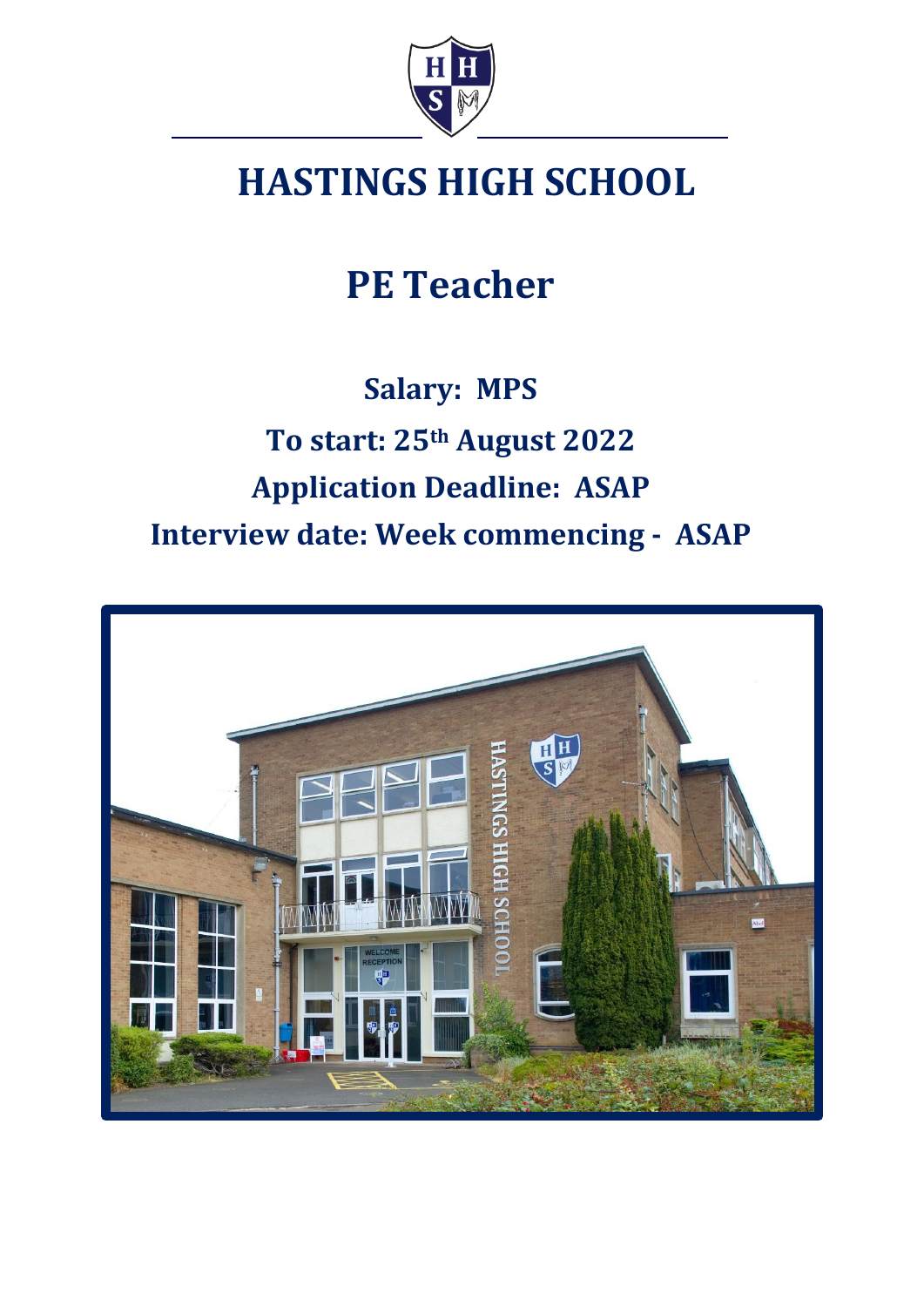# HASTINGS HIGH SCHOOL

## PE Teacher

**Salary: MPS**

**To start: 25th August 2022**

**Application Deadline: ASAP**

**Interview date: Week commencing - ASAP**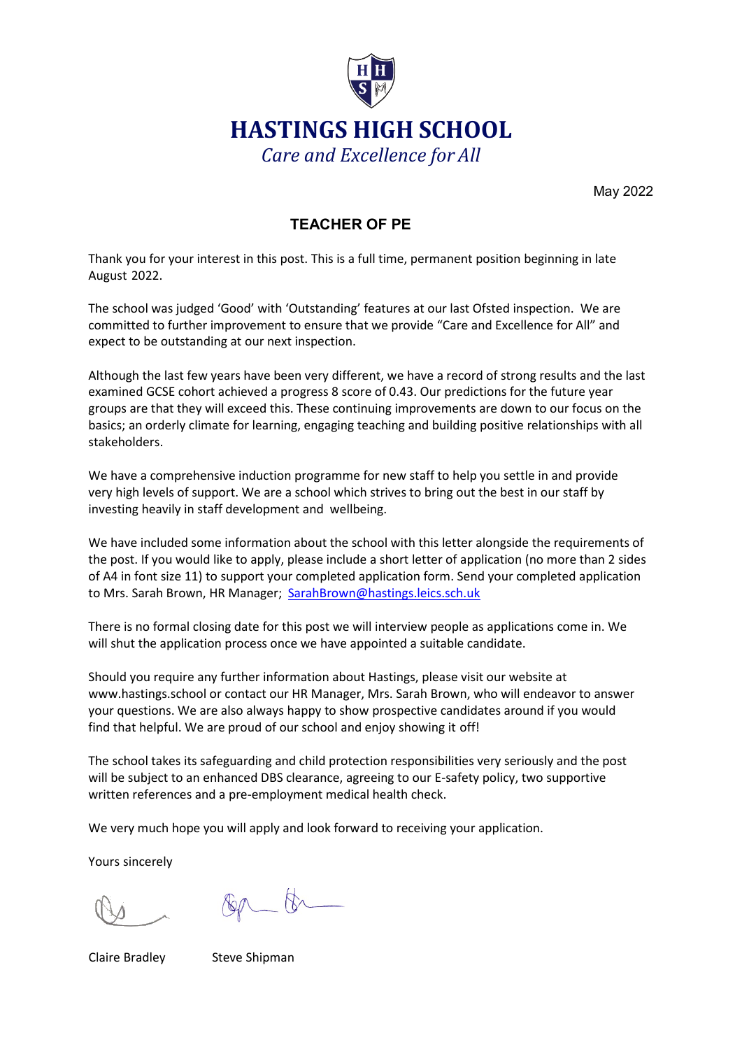# HASTINGS HIGH SCHOOL

*Care and Excellence for All*

May 2022

## TEACHER OF PE

Thank you for your interest in this post. This is a full time, permanent position beginning in late August 2022.

The school was judged 'Good' with 'Outstanding' features at our last Ofsted inspection. We are committed to further improvement to ensure that we provide "Care and Excellence for All" and expect to be outstanding at our next inspection.

Although the last few years have been very different, we have a record of strong results and the last examined GCSE cohort achieved a progress 8 score of 0.43. Our predictions for the future year groups are that they will exceed this. These continuing improvements are down to our focus on the basics; an orderly climate for learning, engaging teaching and building positive relationships with all stakeholders.

We have a comprehensive induction programme for new staff to help you settle in and provide very high levels of support. We are a school which strives to bring out the best in our staff by investing heavily in staff development and wellbeing.

We have included some information about the school with this letter alongside the requirements of the post. If you would like to apply, please include a short letter of application (no more than 2 sides of A4 in font size 11) to support your completed application form. Send your completed application to Mrs. Sarah Brown, HR Manager; SarahBrown@hastings.leics.sch.uk

There is no formal closing date for this post we will interview people as applications come in. We will shut the application process once we have appointed a suitable candidate.

Should you require any further information about Hastings, please visit our website at www.hastings.school or contact our HR Manager, Mrs. Sarah Brown, who will endeavor to answer your questions. We are also always happy to show prospective candidates around if you would find that helpful. We are proud of our school and enjoy showing it off!

The school takes its safeguarding and child protection responsibilities very seriously and the post will be subject to an enhanced DBS clearance, agreeing to our E-safety policy, two supportive written references and a pre-employment medical health check.

We very much hope you will apply and look forward to receiving your application.

Yours sincerely

Claire Bradley　　　Steve Shipman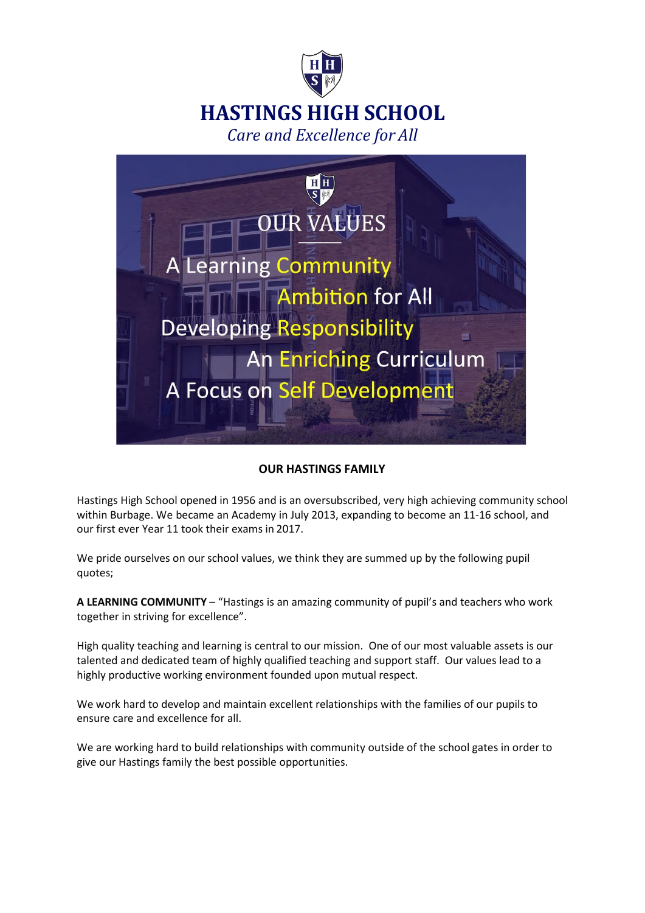# HASTINGS HIGH SCHOOL

*Care and Excellence for All*

OUR VALUES

A Learning Community

Ambition for All

Developing Responsibility

An Enriching Curriculum

A Focus on Self Development

## OUR HASTINGS FAMILY

Hastings High School opened in 1956 and is an oversubscribed, very high achieving community school within Burbage. We became an Academy in July 2013, expanding to become an 11-16 school, and our first ever Year 11 took their exams in 2017.

We pride ourselves on our school values, we think they are summed up by the following pupil quotes;

**A LEARNING COMMUNITY** – "Hastings is an amazing community of pupil's and teachers who work together in striving for excellence".

High quality teaching and learning is central to our mission. One of our most valuable assets is our talented and dedicated team of highly qualified teaching and support staff. Our values lead to a highly productive working environment founded upon mutual respect.

We work hard to develop and maintain excellent relationships with the families of our pupils to ensure care and excellence for all.

We are working hard to build relationships with community outside of the school gates in order to give our Hastings family the best possible opportunities.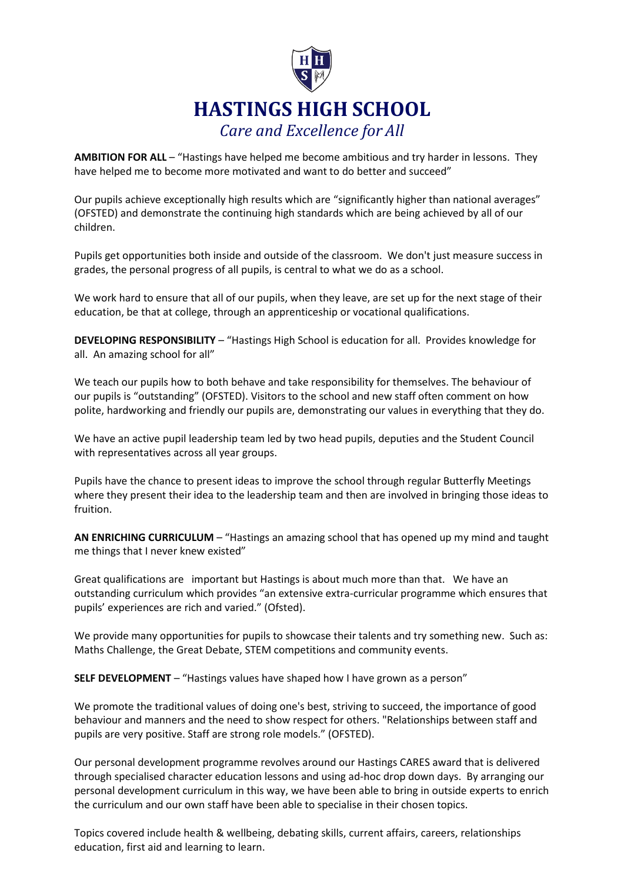# HASTINGS HIGH SCHOOL

*Care and Excellence for All*

**AMBITION FOR ALL** – "Hastings have helped me become ambitious and try harder in lessons. They have helped me to become more motivated and want to do better and succeed"

Our pupils achieve exceptionally high results which are "significantly higher than national averages" (OFSTED) and demonstrate the continuing high standards which are being achieved by all of our children.

Pupils get opportunities both inside and outside of the classroom. We don't just measure success in grades, the personal progress of all pupils, is central to what we do as a school.

We work hard to ensure that all of our pupils, when they leave, are set up for the next stage of their education, be that at college, through an apprenticeship or vocational qualifications.

**DEVELOPING RESPONSIBILITY** – "Hastings High School is education for all. Provides knowledge for all. An amazing school for all"

We teach our pupils how to both behave and take responsibility for themselves. The behaviour of our pupils is "outstanding" (OFSTED). Visitors to the school and new staff often comment on how polite, hardworking and friendly our pupils are, demonstrating our values in everything that they do.

We have an active pupil leadership team led by two head pupils, deputies and the Student Council with representatives across all year groups.

Pupils have the chance to present ideas to improve the school through regular Butterfly Meetings where they present their idea to the leadership team and then are involved in bringing those ideas to fruition.

**AN ENRICHING CURRICULUM** – "Hastings an amazing school that has opened up my mind and taught me things that I never knew existed"

Great qualifications are important but Hastings is about much more than that. We have an outstanding curriculum which provides "an extensive extra-curricular programme which ensures that pupils' experiences are rich and varied." (Ofsted).

We provide many opportunities for pupils to showcase their talents and try something new. Such as: Maths Challenge, the Great Debate, STEM competitions and community events.

**SELF DEVELOPMENT** – "Hastings values have shaped how I have grown as a person"

We promote the traditional values of doing one's best, striving to succeed, the importance of good behaviour and manners and the need to show respect for others. "Relationships between staff and pupils are very positive. Staff are strong role models." (OFSTED).

Our personal development programme revolves around our Hastings CARES award that is delivered through specialised character education lessons and using ad-hoc drop down days. By arranging our personal development curriculum in this way, we have been able to bring in outside experts to enrich the curriculum and our own staff have been able to specialise in their chosen topics.

Topics covered include health & wellbeing, debating skills, current affairs, careers, relationships education, first aid and learning to learn.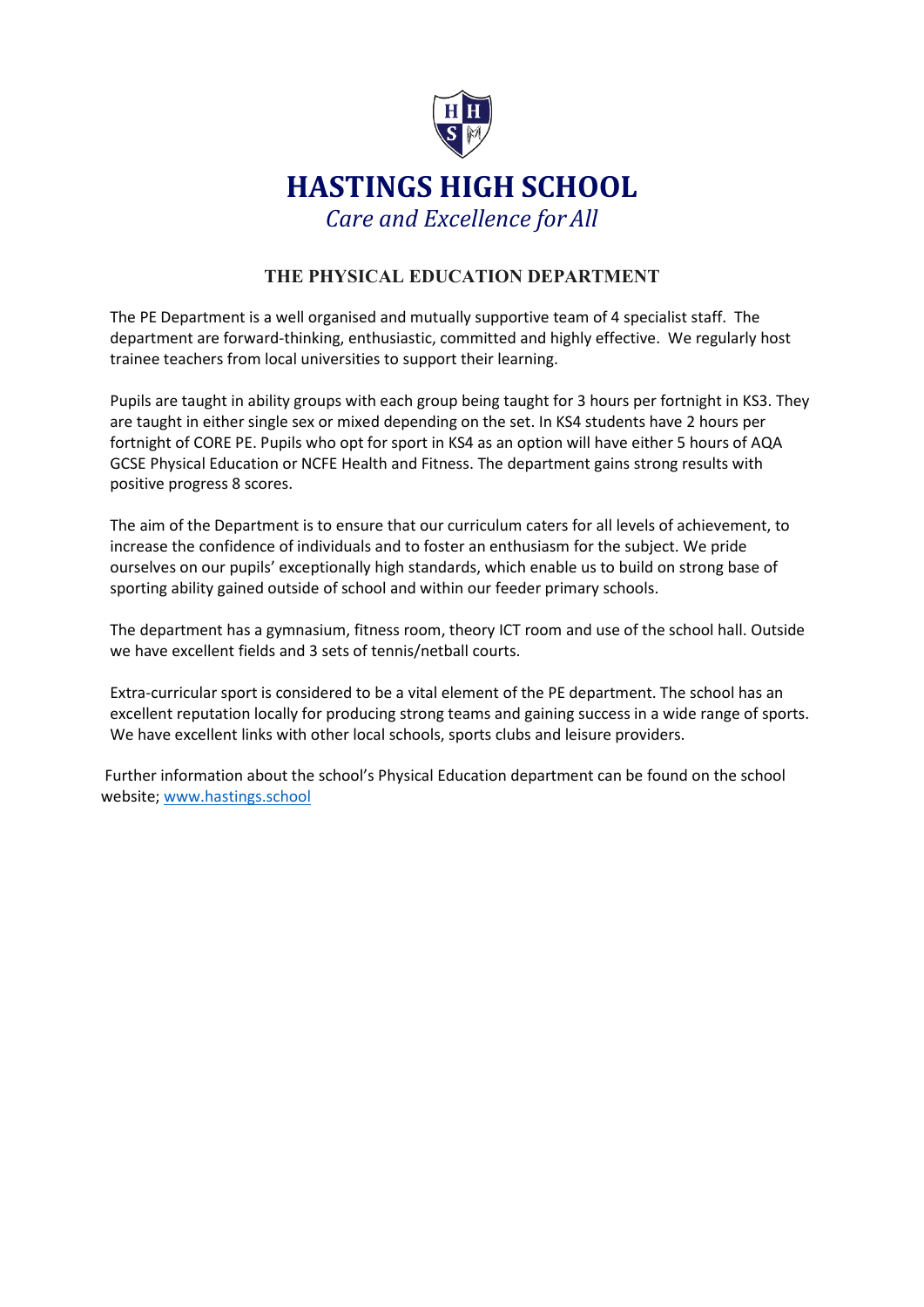# HASTINGS HIGH SCHOOL

*Care and Excellence for All*

## THE PHYSICAL EDUCATION DEPARTMENT

The PE Department is a well organised and mutually supportive team of 4 specialist staff. The department are forward-thinking, enthusiastic, committed and highly effective. We regularly host trainee teachers from local universities to support their learning.

Pupils are taught in ability groups with each group being taught for 3 hours per fortnight in KS3. They are taught in either single sex or mixed depending on the set. In KS4 students have 2 hours per fortnight of CORE PE. Pupils who opt for sport in KS4 as an option will have either 5 hours of AQA GCSE Physical Education or NCFE Health and Fitness. The department gains strong results with positive progress 8 scores.

The aim of the Department is to ensure that our curriculum caters for all levels of achievement, to increase the confidence of individuals and to foster an enthusiasm for the subject. We pride ourselves on our pupils' exceptionally high standards, which enable us to build on strong base of sporting ability gained outside of school and within our feeder primary schools.

The department has a gymnasium, fitness room, theory ICT room and use of the school hall. Outside we have excellent fields and 3 sets of tennis/netball courts.

Extra-curricular sport is considered to be a vital element of the PE department. The school has an excellent reputation locally for producing strong teams and gaining success in a wide range of sports. We have excellent links with other local schools, sports clubs and leisure providers.

Further information about the school's Physical Education department can be found on the school website; [www.hastings.school](http://www.hastings.school)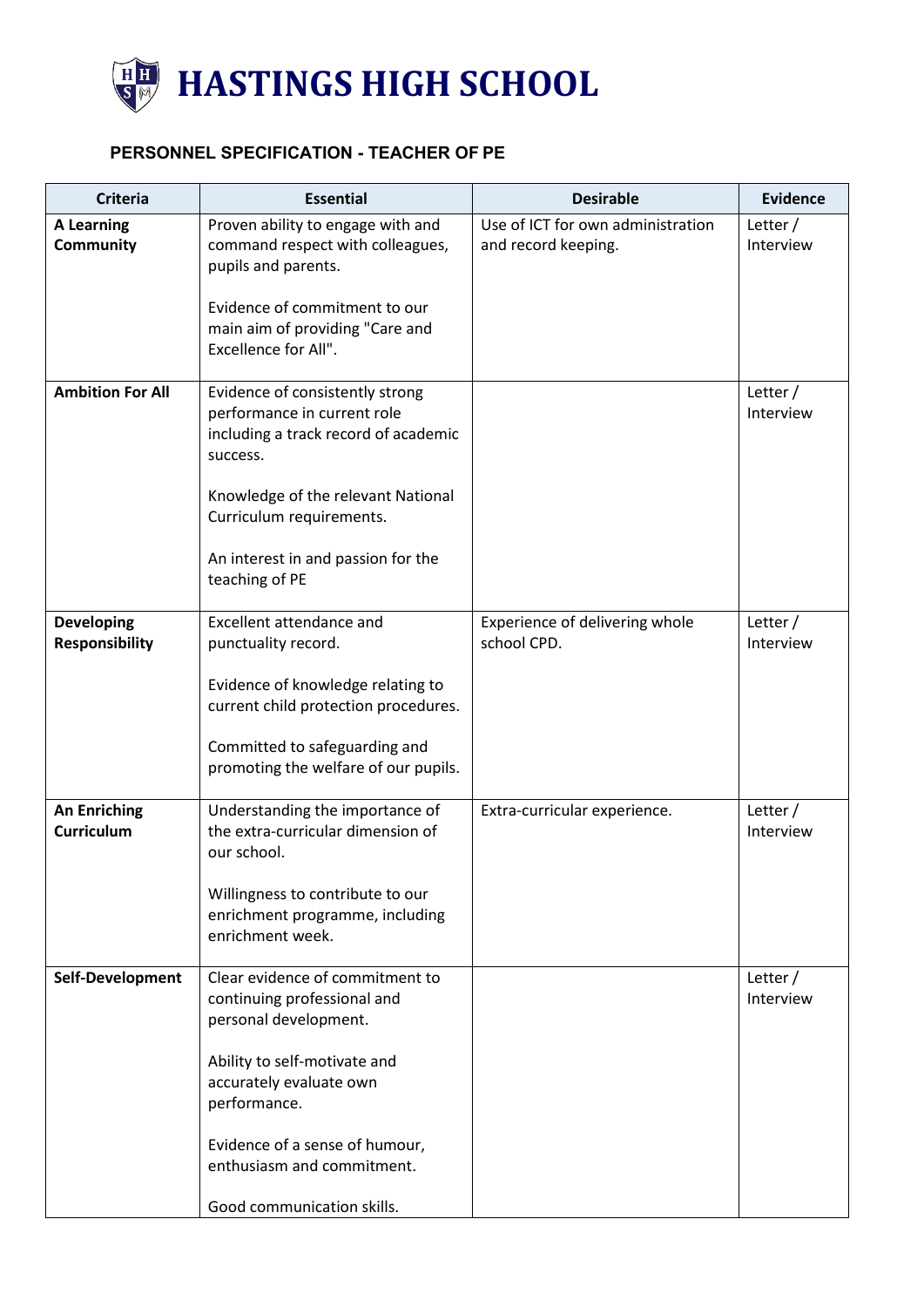# HASTINGS HIGH SCHOOL

## PERSONNEL SPECIFICATION - TEACHER OF PE

| Criteria | Essential | Desirable | Evidence |
|---|---|---|---|
| **A Learning Community** | Proven ability to engage with and command respect with colleagues, pupils and parents.<br><br>Evidence of commitment to our main aim of providing "Care and Excellence for All". | Use of ICT for own administration and record keeping. | Letter / Interview |
| **Ambition For All** | Evidence of consistently strong performance in current role including a track record of academic success.<br><br>Knowledge of the relevant National Curriculum requirements.<br><br>An interest in and passion for the teaching of PE | | Letter / Interview |
| **Developing Responsibility** | Excellent attendance and punctuality record.<br><br>Evidence of knowledge relating to current child protection procedures.<br><br>Committed to safeguarding and promoting the welfare of our pupils. | Experience of delivering whole school CPD. | Letter / Interview |
| **An Enriching Curriculum** | Understanding the importance of the extra-curricular dimension of our school.<br><br>Willingness to contribute to our enrichment programme, including enrichment week. | Extra-curricular experience. | Letter / Interview |
| **Self-Development** | Clear evidence of commitment to continuing professional and personal development.<br><br>Ability to self-motivate and accurately evaluate own performance.<br><br>Evidence of a sense of humour, enthusiasm and commitment.<br><br>Good communication skills. | | Letter / Interview |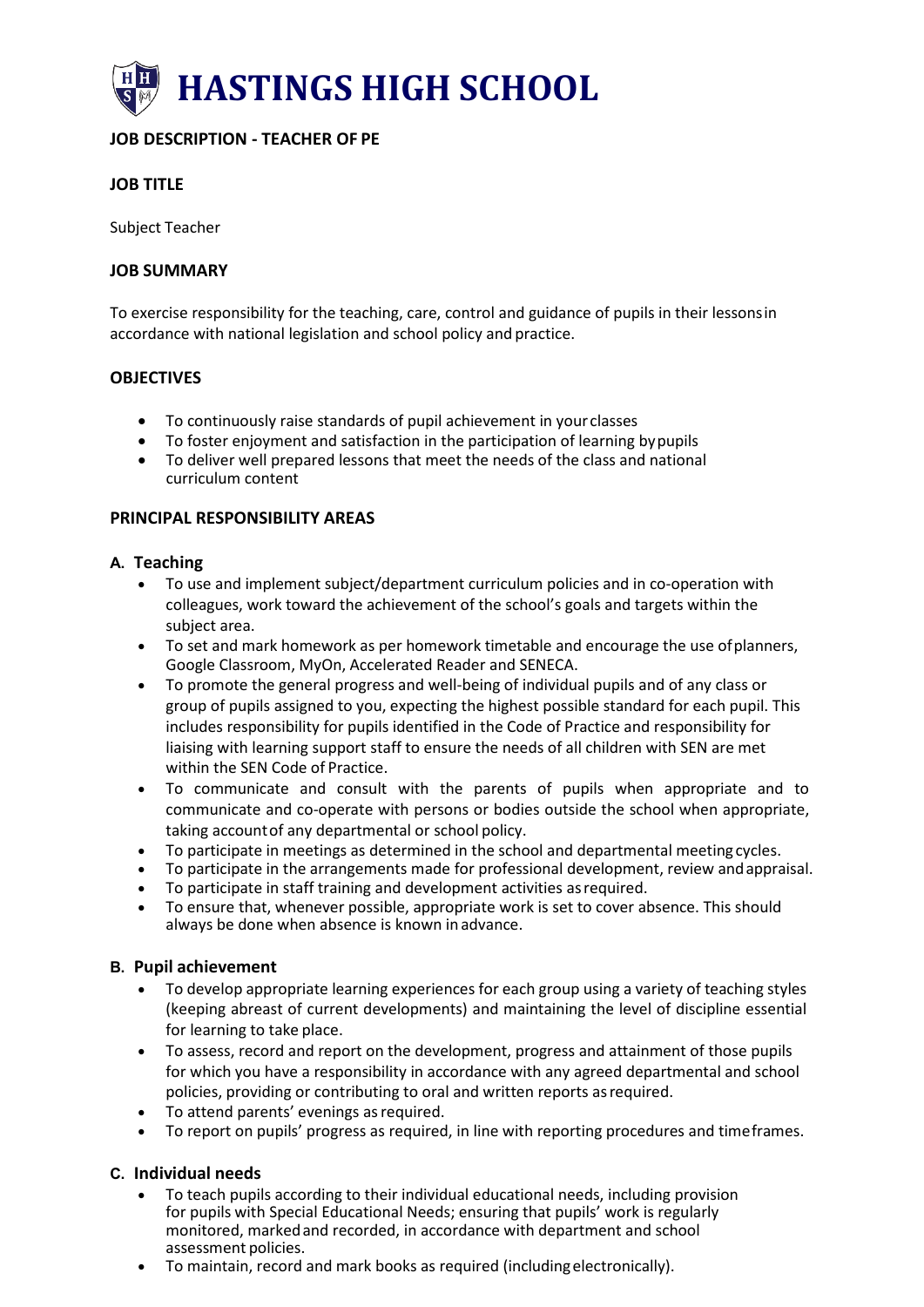# HASTINGS HIGH SCHOOL

**JOB DESCRIPTION - TEACHER OF PE**

**JOB TITLE**

Subject Teacher

**JOB SUMMARY**

To exercise responsibility for the teaching, care, control and guidance of pupils in their lessons in accordance with national legislation and school policy and practice.

**OBJECTIVES**

- To continuously raise standards of pupil achievement in your classes
- To foster enjoyment and satisfaction in the participation of learning by pupils
- To deliver well prepared lessons that meet the needs of the class and national curriculum content

**PRINCIPAL RESPONSIBILITY AREAS**

**A. Teaching**

- To use and implement subject/department curriculum policies and in co-operation with colleagues, work toward the achievement of the school's goals and targets within the subject area.
- To set and mark homework as per homework timetable and encourage the use of planners, Google Classroom, MyOn, Accelerated Reader and SENECA.
- To promote the general progress and well-being of individual pupils and of any class or group of pupils assigned to you, expecting the highest possible standard for each pupil. This includes responsibility for pupils identified in the Code of Practice and responsibility for liaising with learning support staff to ensure the needs of all children with SEN are met within the SEN Code of Practice.
- To communicate and consult with the parents of pupils when appropriate and to communicate and co-operate with persons or bodies outside the school when appropriate, taking account of any departmental or school policy.
- To participate in meetings as determined in the school and departmental meeting cycles.
- To participate in the arrangements made for professional development, review and appraisal.
- To participate in staff training and development activities as required.
- To ensure that, whenever possible, appropriate work is set to cover absence. This should always be done when absence is known in advance.

**B. Pupil achievement**

- To develop appropriate learning experiences for each group using a variety of teaching styles (keeping abreast of current developments) and maintaining the level of discipline essential for learning to take place.
- To assess, record and report on the development, progress and attainment of those pupils for which you have a responsibility in accordance with any agreed departmental and school policies, providing or contributing to oral and written reports as required.
- To attend parents' evenings as required.
- To report on pupils' progress as required, in line with reporting procedures and timeframes.

**C. Individual needs**

- To teach pupils according to their individual educational needs, including provision for pupils with Special Educational Needs; ensuring that pupils' work is regularly monitored, marked and recorded, in accordance with department and school assessment policies.
- To maintain, record and mark books as required (including electronically).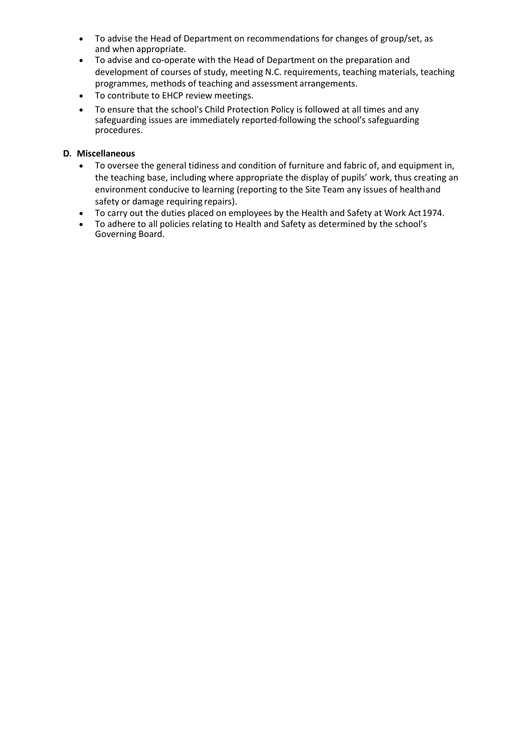- To advise the Head of Department on recommendations for changes of group/set, as and when appropriate.
- To advise and co-operate with the Head of Department on the preparation and development of courses of study, meeting N.C. requirements, teaching materials, teaching programmes, methods of teaching and assessment arrangements.
- To contribute to EHCP review meetings.
- To ensure that the school's Child Protection Policy is followed at all times and any safeguarding issues are immediately reported following the school's safeguarding procedures.

**D. Miscellaneous**

- To oversee the general tidiness and condition of furniture and fabric of, and equipment in, the teaching base, including where appropriate the display of pupils' work, thus creating an environment conducive to learning (reporting to the Site Team any issues of health and safety or damage requiring repairs).
- To carry out the duties placed on employees by the Health and Safety at Work Act 1974.
- To adhere to all policies relating to Health and Safety as determined by the school's Governing Board.